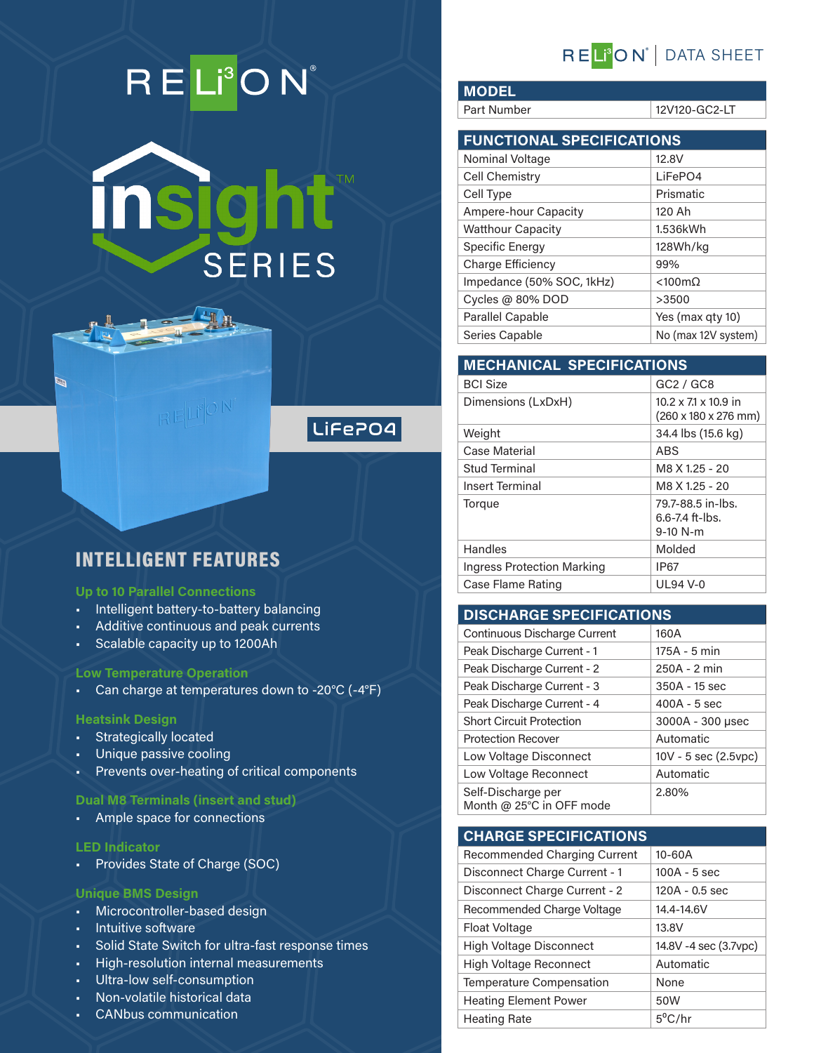# RELiON

# insight SERIES

LiFePO4

## INTELLIGENT FEATURES

### Up to 10 Parallel Connections

- Intelligent battery-to-battery balancing
- Additive continuous and peak currents
- Scalable capacity up to 1200Ah

### Low Temperature Operation

- Can charge at temperatures down to -20°C (-4°F)

### Heatsink Design

- Strategically located
- Unique passive cooling
- Prevents over-heating of critical components

### Dual M8 Terminals (insert and stud)

- Ample space for connections

### LED Indicator

- Provides State of Charge (SOC)

### Unique BMS Design

- Microcontroller-based design
- Intuitive software
- Solid State Switch for ultra-fast response times
- High-resolution internal measurements
- Ultra-low self-consumption
- Non-volatile historical data
- CANbus communication

RELiON | DATA SHEET

| MODEL | |
|---|---|
| Part Number | 12V120-GC2-LT |

| FUNCTIONAL SPECIFICATIONS | |
|---|---|
| Nominal Voltage | 12.8V |
| Cell Chemistry | LiFePO4 |
| Cell Type | Prismatic |
| Ampere-hour Capacity | 120 Ah |
| Watthour Capacity | 1.536kWh |
| Specific Energy | 128Wh/kg |
| Charge Efficiency | 99% |
| Impedance (50% SOC, 1kHz) | <100mΩ |
| Cycles @ 80% DOD | >3500 |
| Parallel Capable | Yes (max qty 10) |
| Series Capable | No (max 12V system) |

| MECHANICAL SPECIFICATIONS | |
|---|---|
| BCI Size | GC2 / GC8 |
| Dimensions (LxDxH) | 10.2 x 7.1 x 10.9 in (260 x 180 x 276 mm) |
| Weight | 34.4 lbs (15.6 kg) |
| Case Material | ABS |
| Stud Terminal | M8 X 1.25 - 20 |
| Insert Terminal | M8 X 1.25 - 20 |
| Torque | 79.7-88.5 in-lbs. 6.6-7.4 ft-lbs. 9-10 N-m |
| Handles | Molded |
| Ingress Protection Marking | IP67 |
| Case Flame Rating | UL94 V-0 |

| DISCHARGE SPECIFICATIONS | |
|---|---|
| Continuous Discharge Current | 160A |
| Peak Discharge Current - 1 | 175A - 5 min |
| Peak Discharge Current - 2 | 250A - 2 min |
| Peak Discharge Current - 3 | 350A - 15 sec |
| Peak Discharge Current - 4 | 400A - 5 sec |
| Short Circuit Protection | 3000A - 300 μsec |
| Protection Recover | Automatic |
| Low Voltage Disconnect | 10V - 5 sec (2.5vpc) |
| Low Voltage Reconnect | Automatic |
| Self-Discharge per Month @ 25°C in OFF mode | 2.80% |

| CHARGE SPECIFICATIONS | |
|---|---|
| Recommended Charging Current | 10-60A |
| Disconnect Charge Current - 1 | 100A - 5 sec |
| Disconnect Charge Current - 2 | 120A - 0.5 sec |
| Recommended Charge Voltage | 14.4-14.6V |
| Float Voltage | 13.8V |
| High Voltage Disconnect | 14.8V -4 sec (3.7vpc) |
| High Voltage Reconnect | Automatic |
| Temperature Compensation | None |
| Heating Element Power | 50W |
| Heating Rate | 5°C/hr |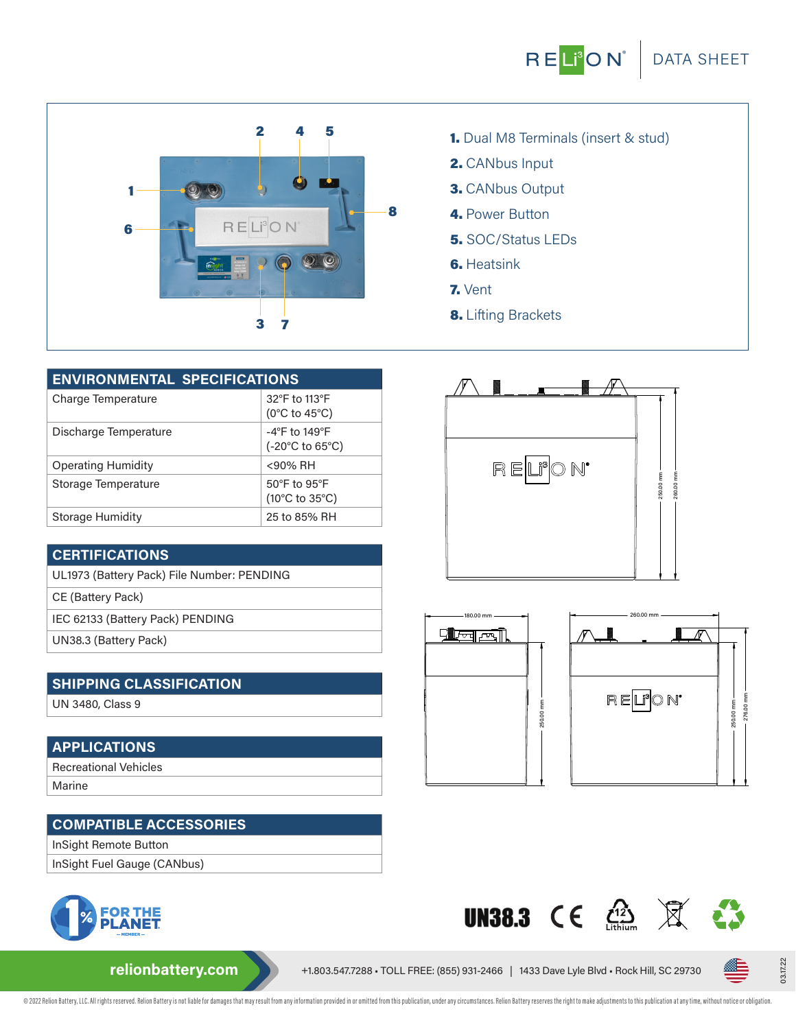RELiON DATA SHEET

1. Dual M8 Terminals (insert & stud)
2. CANbus Input
3. CANbus Output
4. Power Button
5. SOC/Status LEDs
6. Heatsink
7. Vent
8. Lifting Brackets

## ENVIRONMENTAL SPECIFICATIONS

| | |
|---|---|
| Charge Temperature | 32°F to 113°F (0°C to 45°C) |
| Discharge Temperature | -4°F to 149°F (-20°C to 65°C) |
| Operating Humidity | <90% RH |
| Storage Temperature | 50°F to 95°F (10°C to 35°C) |
| Storage Humidity | 25 to 85% RH |

## CERTIFICATIONS

UL1973 (Battery Pack) File Number: PENDING

CE (Battery Pack)

IEC 62133 (Battery Pack) PENDING

UN38.3 (Battery Pack)

## SHIPPING CLASSIFICATION

UN 3480, Class 9

## APPLICATIONS

Recreational Vehicles

Marine

## COMPATIBLE ACCESSORIES

InSight Remote Button

InSight Fuel Gauge (CANbus)

250.00 mm
260.00 mm
180.00 mm
250.00 mm
260.00 mm
250.00 mm
276.00 mm

UN38.3

relionbattery.com

+1.803.547.7288 • TOLL FREE: (855) 931-2466 | 1433 Dave Lyle Blvd • Rock Hill, SC 29730

03.17.22

© 2022 Relion Battery, LLC. All rights reserved. Relion Battery is not liable for damages that may result from any information provided in or omitted from this publication, under any circumstances. Relion Battery reserves the right to make adjustments to this publication at any time, without notice or obligation.